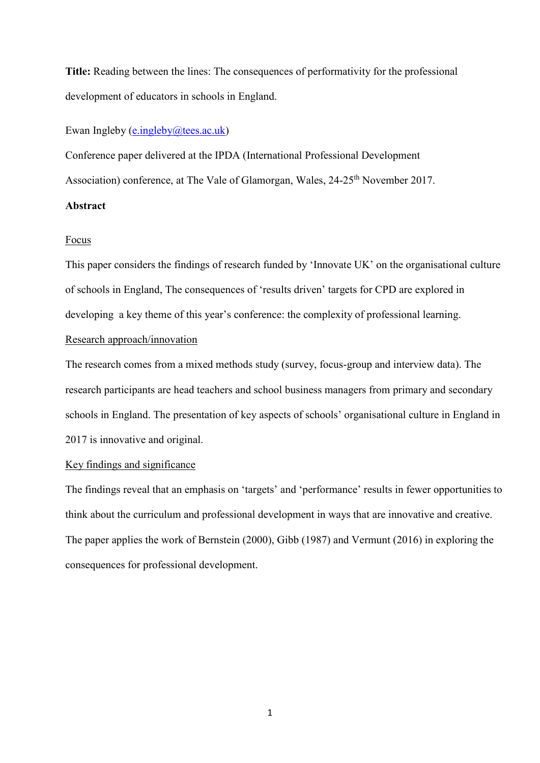**Title:** Reading between the lines: The consequences of performativity for the professional development of educators in schools in England.

Ewan Ingleby (e.ingleby@tees.ac.uk)

Conference paper delivered at the IPDA (International Professional Development Association) conference, at The Vale of Glamorgan, Wales, 24-25th November 2017.

## Abstract

### Focus

This paper considers the findings of research funded by 'Innovate UK' on the organisational culture of schools in England, The consequences of 'results driven' targets for CPD are explored in developing a key theme of this year's conference: the complexity of professional learning.

### Research approach/innovation

The research comes from a mixed methods study (survey, focus-group and interview data). The research participants are head teachers and school business managers from primary and secondary schools in England. The presentation of key aspects of schools' organisational culture in England in 2017 is innovative and original.

### Key findings and significance

The findings reveal that an emphasis on 'targets' and 'performance' results in fewer opportunities to think about the curriculum and professional development in ways that are innovative and creative. The paper applies the work of Bernstein (2000), Gibb (1987) and Vermunt (2016) in exploring the consequences for professional development.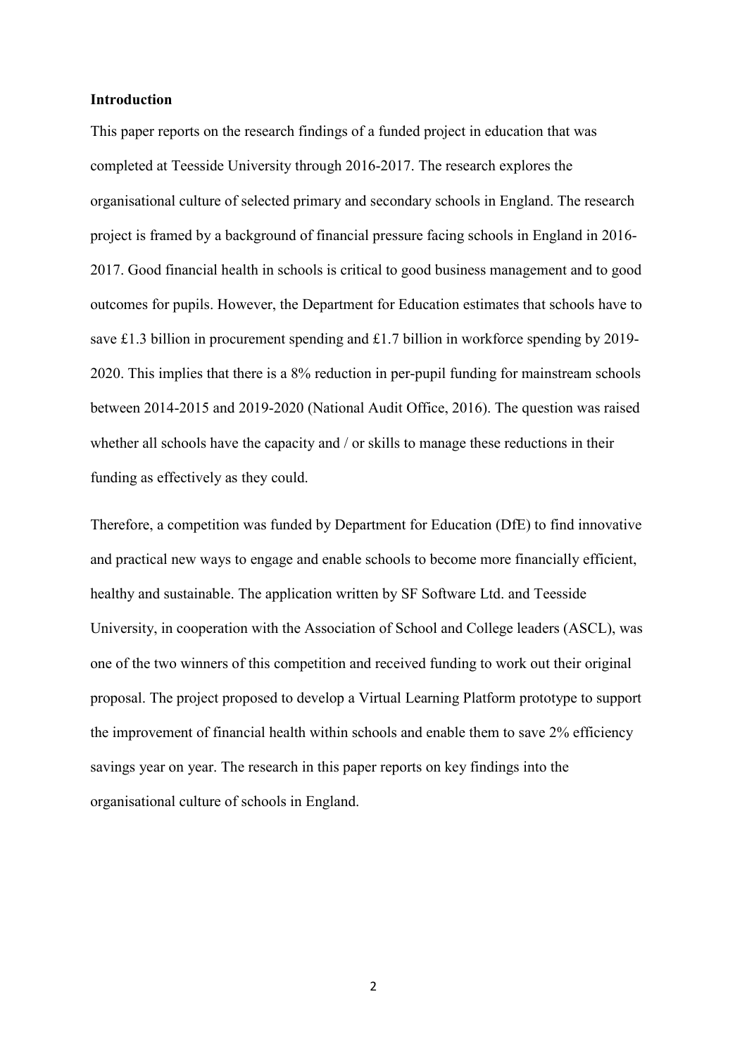## Introduction

This paper reports on the research findings of a funded project in education that was completed at Teesside University through 2016-2017. The research explores the organisational culture of selected primary and secondary schools in England. The research project is framed by a background of financial pressure facing schools in England in 2016-2017. Good financial health in schools is critical to good business management and to good outcomes for pupils. However, the Department for Education estimates that schools have to save £1.3 billion in procurement spending and £1.7 billion in workforce spending by 2019-2020. This implies that there is a 8% reduction in per-pupil funding for mainstream schools between 2014-2015 and 2019-2020 (National Audit Office, 2016). The question was raised whether all schools have the capacity and / or skills to manage these reductions in their funding as effectively as they could.

Therefore, a competition was funded by Department for Education (DfE) to find innovative and practical new ways to engage and enable schools to become more financially efficient, healthy and sustainable. The application written by SF Software Ltd. and Teesside University, in cooperation with the Association of School and College leaders (ASCL), was one of the two winners of this competition and received funding to work out their original proposal. The project proposed to develop a Virtual Learning Platform prototype to support the improvement of financial health within schools and enable them to save 2% efficiency savings year on year. The research in this paper reports on key findings into the organisational culture of schools in England.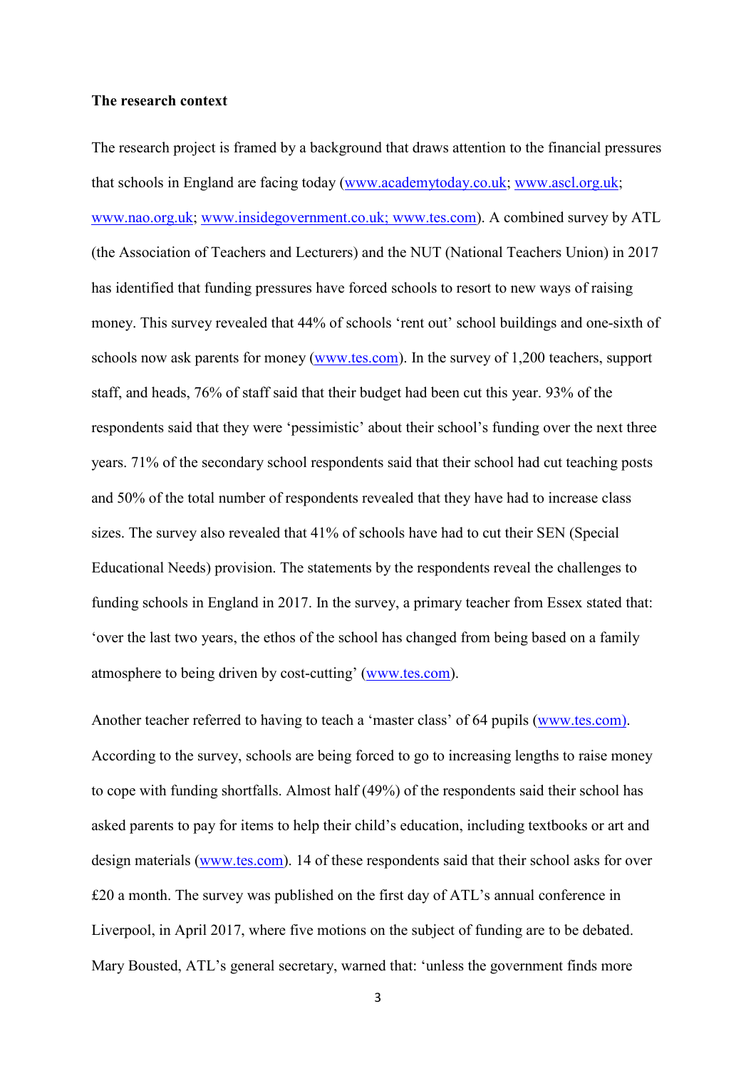**The research context**

The research project is framed by a background that draws attention to the financial pressures that schools in England are facing today (www.academytoday.co.uk; www.ascl.org.uk; www.nao.org.uk; www.insidegovernment.co.uk; www.tes.com). A combined survey by ATL (the Association of Teachers and Lecturers) and the NUT (National Teachers Union) in 2017 has identified that funding pressures have forced schools to resort to new ways of raising money. This survey revealed that 44% of schools 'rent out' school buildings and one-sixth of schools now ask parents for money (www.tes.com). In the survey of 1,200 teachers, support staff, and heads, 76% of staff said that their budget had been cut this year. 93% of the respondents said that they were 'pessimistic' about their school's funding over the next three years. 71% of the secondary school respondents said that their school had cut teaching posts and 50% of the total number of respondents revealed that they have had to increase class sizes. The survey also revealed that 41% of schools have had to cut their SEN (Special Educational Needs) provision. The statements by the respondents reveal the challenges to funding schools in England in 2017. In the survey, a primary teacher from Essex stated that: 'over the last two years, the ethos of the school has changed from being based on a family atmosphere to being driven by cost-cutting' (www.tes.com).

Another teacher referred to having to teach a 'master class' of 64 pupils (www.tes.com). According to the survey, schools are being forced to go to increasing lengths to raise money to cope with funding shortfalls. Almost half (49%) of the respondents said their school has asked parents to pay for items to help their child's education, including textbooks or art and design materials (www.tes.com). 14 of these respondents said that their school asks for over £20 a month. The survey was published on the first day of ATL's annual conference in Liverpool, in April 2017, where five motions on the subject of funding are to be debated. Mary Bousted, ATL's general secretary, warned that: 'unless the government finds more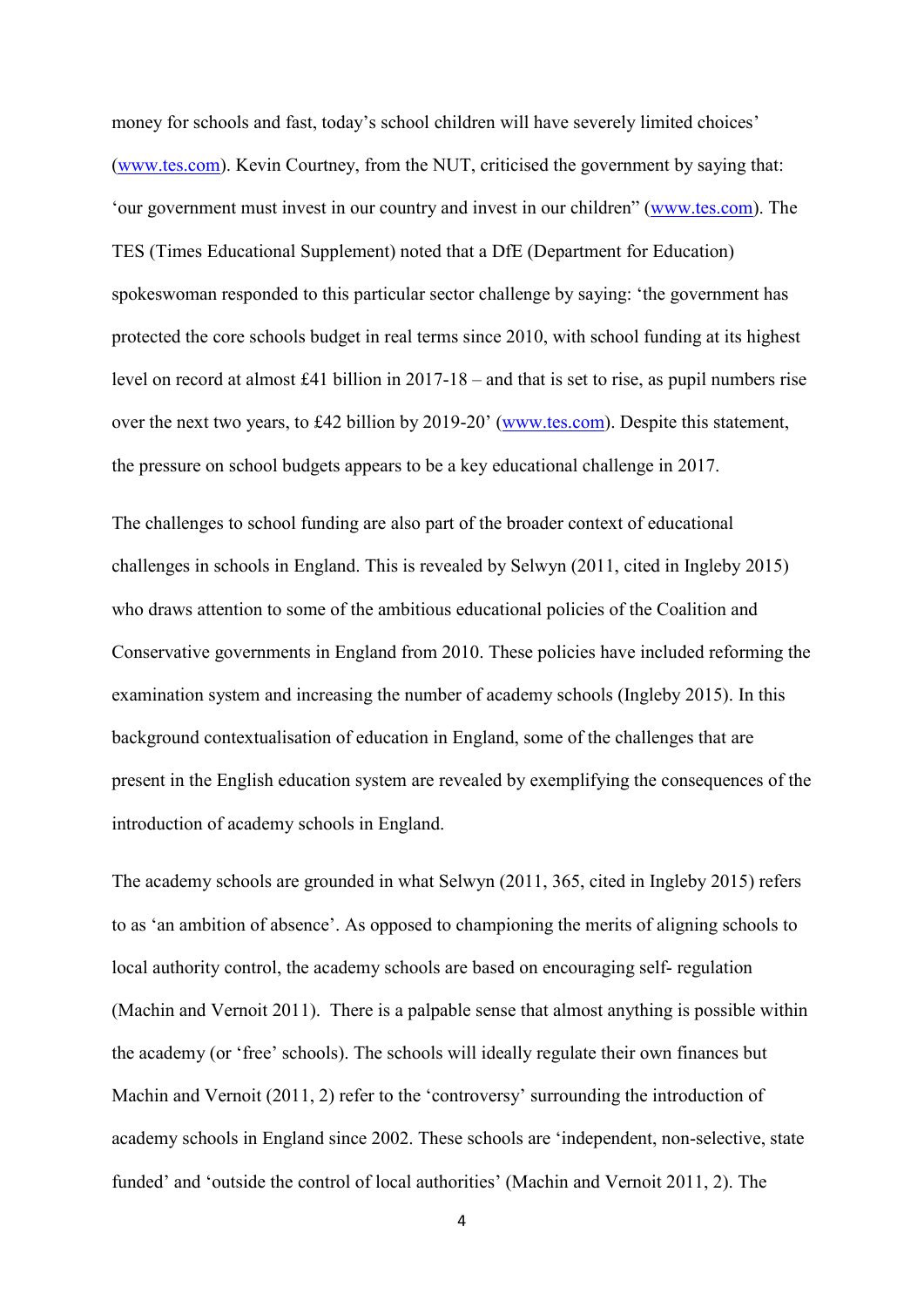money for schools and fast, today's school children will have severely limited choices' (www.tes.com). Kevin Courtney, from the NUT, criticised the government by saying that: 'our government must invest in our country and invest in our children" (www.tes.com). The TES (Times Educational Supplement) noted that a DfE (Department for Education) spokeswoman responded to this particular sector challenge by saying: 'the government has protected the core schools budget in real terms since 2010, with school funding at its highest level on record at almost £41 billion in 2017-18 – and that is set to rise, as pupil numbers rise over the next two years, to £42 billion by 2019-20' (www.tes.com). Despite this statement, the pressure on school budgets appears to be a key educational challenge in 2017.

The challenges to school funding are also part of the broader context of educational challenges in schools in England. This is revealed by Selwyn (2011, cited in Ingleby 2015) who draws attention to some of the ambitious educational policies of the Coalition and Conservative governments in England from 2010. These policies have included reforming the examination system and increasing the number of academy schools (Ingleby 2015). In this background contextualisation of education in England, some of the challenges that are present in the English education system are revealed by exemplifying the consequences of the introduction of academy schools in England.

The academy schools are grounded in what Selwyn (2011, 365, cited in Ingleby 2015) refers to as 'an ambition of absence'. As opposed to championing the merits of aligning schools to local authority control, the academy schools are based on encouraging self- regulation (Machin and Vernoit 2011). There is a palpable sense that almost anything is possible within the academy (or 'free' schools). The schools will ideally regulate their own finances but Machin and Vernoit (2011, 2) refer to the 'controversy' surrounding the introduction of academy schools in England since 2002. These schools are 'independent, non-selective, state funded' and 'outside the control of local authorities' (Machin and Vernoit 2011, 2). The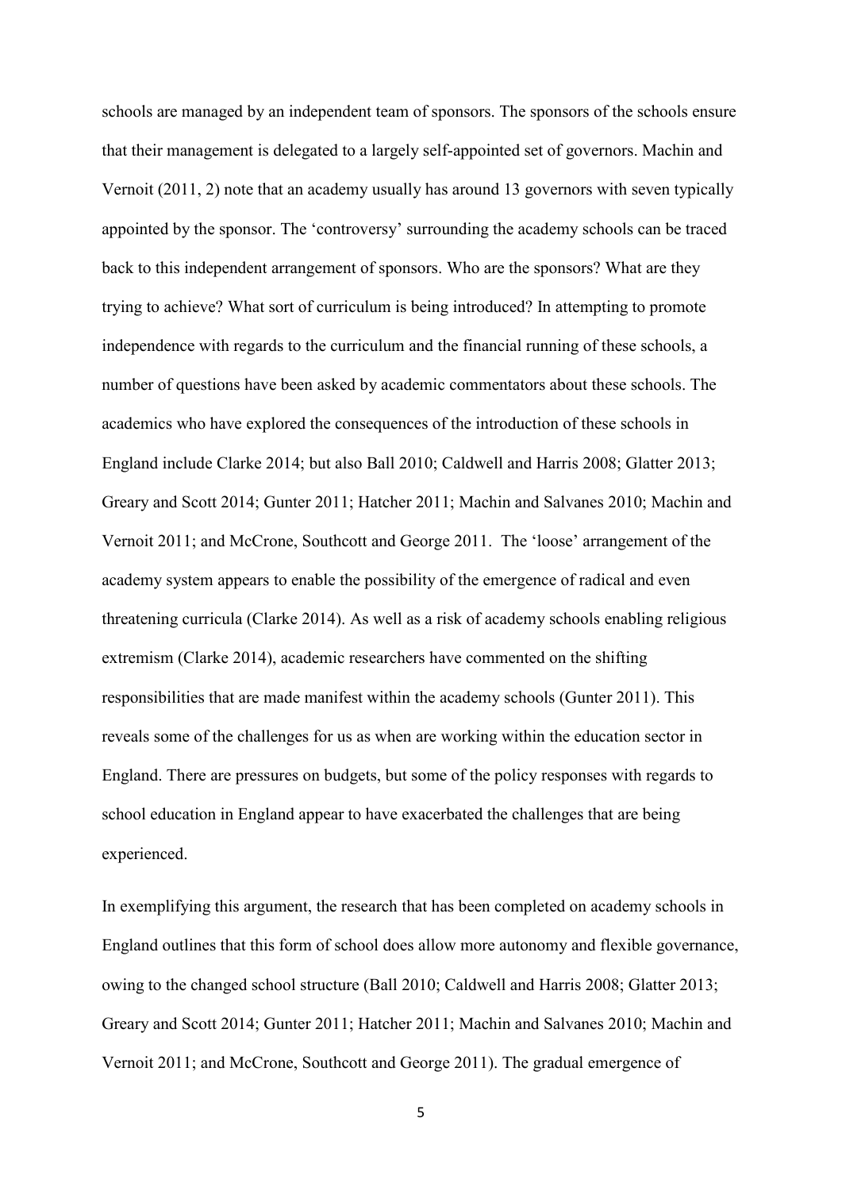schools are managed by an independent team of sponsors. The sponsors of the schools ensure that their management is delegated to a largely self-appointed set of governors. Machin and Vernoit (2011, 2) note that an academy usually has around 13 governors with seven typically appointed by the sponsor. The 'controversy' surrounding the academy schools can be traced back to this independent arrangement of sponsors. Who are the sponsors? What are they trying to achieve? What sort of curriculum is being introduced? In attempting to promote independence with regards to the curriculum and the financial running of these schools, a number of questions have been asked by academic commentators about these schools. The academics who have explored the consequences of the introduction of these schools in England include Clarke 2014; but also Ball 2010; Caldwell and Harris 2008; Glatter 2013; Greary and Scott 2014; Gunter 2011; Hatcher 2011; Machin and Salvanes 2010; Machin and Vernoit 2011; and McCrone, Southcott and George 2011. The 'loose' arrangement of the academy system appears to enable the possibility of the emergence of radical and even threatening curricula (Clarke 2014). As well as a risk of academy schools enabling religious extremism (Clarke 2014), academic researchers have commented on the shifting responsibilities that are made manifest within the academy schools (Gunter 2011). This reveals some of the challenges for us as when are working within the education sector in England. There are pressures on budgets, but some of the policy responses with regards to school education in England appear to have exacerbated the challenges that are being experienced.

In exemplifying this argument, the research that has been completed on academy schools in England outlines that this form of school does allow more autonomy and flexible governance, owing to the changed school structure (Ball 2010; Caldwell and Harris 2008; Glatter 2013; Greary and Scott 2014; Gunter 2011; Hatcher 2011; Machin and Salvanes 2010; Machin and Vernoit 2011; and McCrone, Southcott and George 2011). The gradual emergence of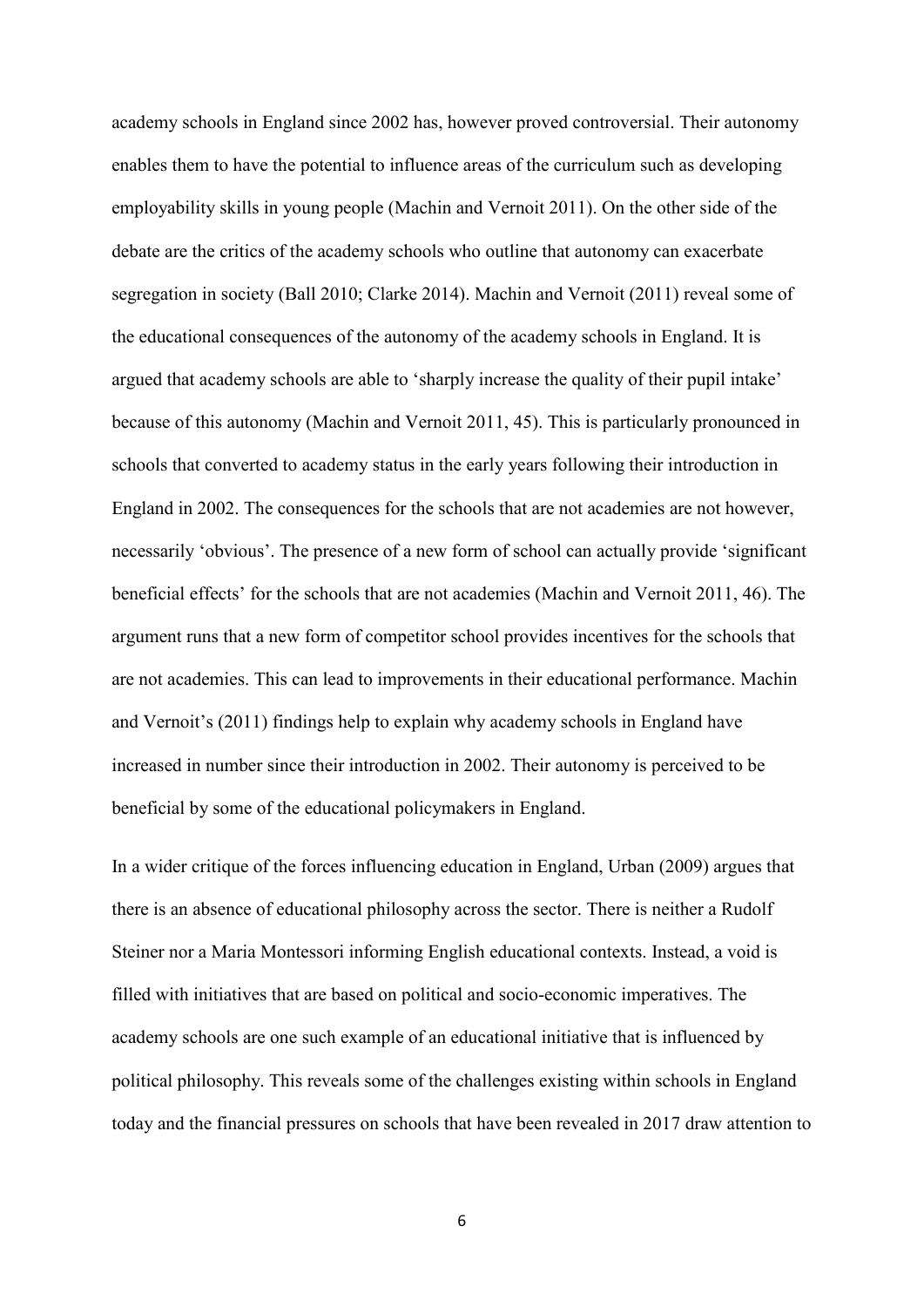academy schools in England since 2002 has, however proved controversial. Their autonomy enables them to have the potential to influence areas of the curriculum such as developing employability skills in young people (Machin and Vernoit 2011). On the other side of the debate are the critics of the academy schools who outline that autonomy can exacerbate segregation in society (Ball 2010; Clarke 2014). Machin and Vernoit (2011) reveal some of the educational consequences of the autonomy of the academy schools in England. It is argued that academy schools are able to 'sharply increase the quality of their pupil intake' because of this autonomy (Machin and Vernoit 2011, 45). This is particularly pronounced in schools that converted to academy status in the early years following their introduction in England in 2002. The consequences for the schools that are not academies are not however, necessarily 'obvious'. The presence of a new form of school can actually provide 'significant beneficial effects' for the schools that are not academies (Machin and Vernoit 2011, 46). The argument runs that a new form of competitor school provides incentives for the schools that are not academies. This can lead to improvements in their educational performance. Machin and Vernoit's (2011) findings help to explain why academy schools in England have increased in number since their introduction in 2002. Their autonomy is perceived to be beneficial by some of the educational policymakers in England.

In a wider critique of the forces influencing education in England, Urban (2009) argues that there is an absence of educational philosophy across the sector. There is neither a Rudolf Steiner nor a Maria Montessori informing English educational contexts. Instead, a void is filled with initiatives that are based on political and socio-economic imperatives. The academy schools are one such example of an educational initiative that is influenced by political philosophy. This reveals some of the challenges existing within schools in England today and the financial pressures on schools that have been revealed in 2017 draw attention to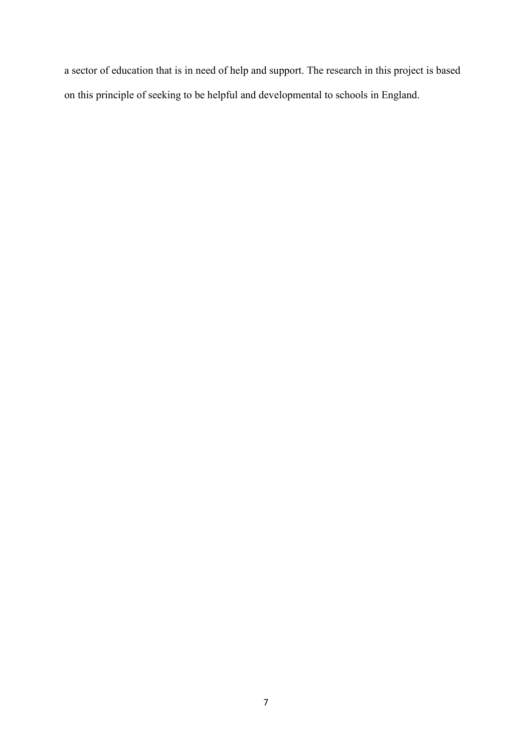a sector of education that is in need of help and support. The research in this project is based on this principle of seeking to be helpful and developmental to schools in England.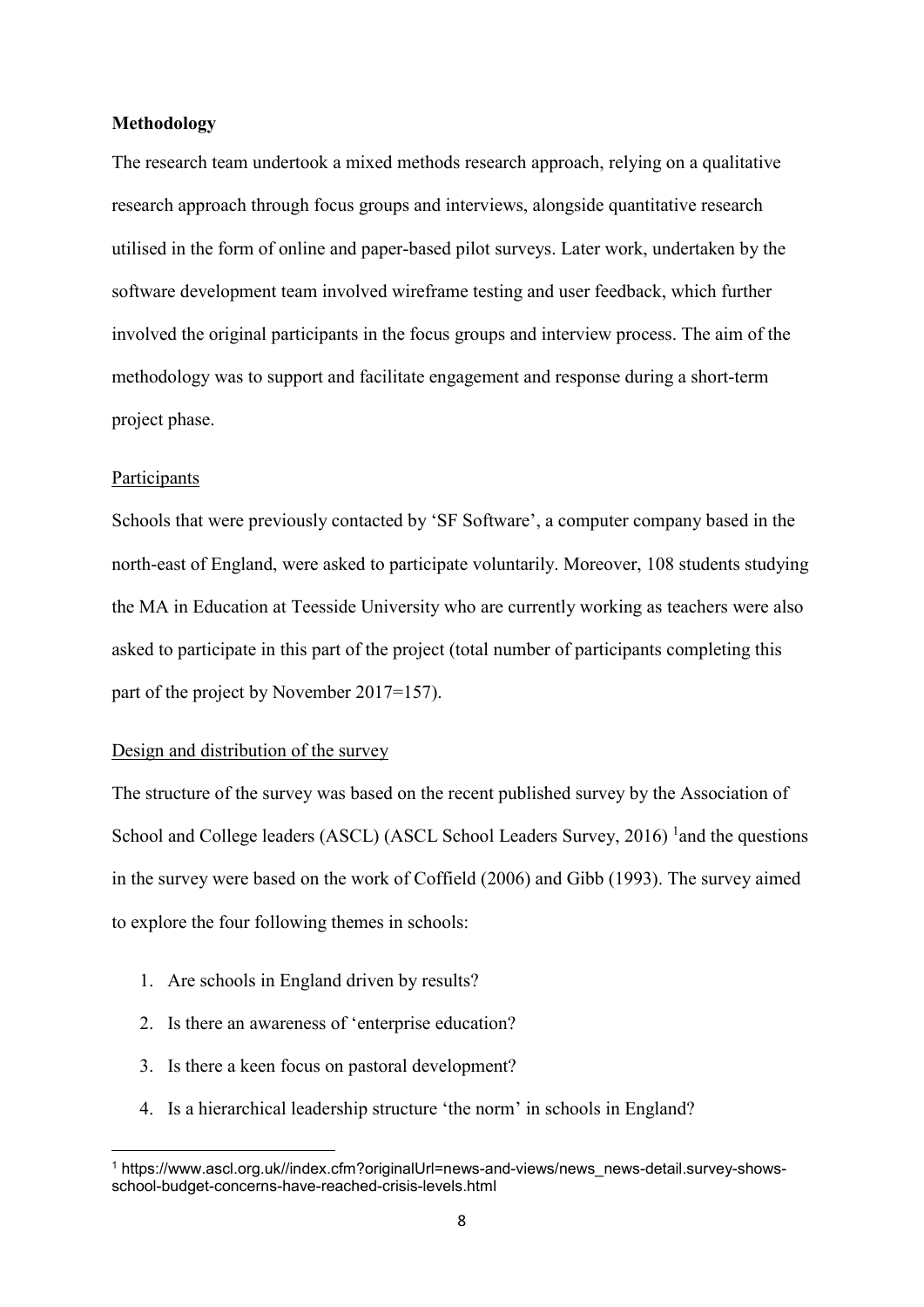**Methodology**

The research team undertook a mixed methods research approach, relying on a qualitative research approach through focus groups and interviews, alongside quantitative research utilised in the form of online and paper-based pilot surveys. Later work, undertaken by the software development team involved wireframe testing and user feedback, which further involved the original participants in the focus groups and interview process. The aim of the methodology was to support and facilitate engagement and response during a short-term project phase.

Participants

Schools that were previously contacted by 'SF Software', a computer company based in the north-east of England, were asked to participate voluntarily. Moreover, 108 students studying the MA in Education at Teesside University who are currently working as teachers were also asked to participate in this part of the project (total number of participants completing this part of the project by November 2017=157).

Design and distribution of the survey

The structure of the survey was based on the recent published survey by the Association of School and College leaders (ASCL) (ASCL School Leaders Survey, 2016) [1]and the questions in the survey were based on the work of Coffield (2006) and Gibb (1993). The survey aimed to explore the four following themes in schools:

1. Are schools in England driven by results?
2. Is there an awareness of 'enterprise education?
3. Is there a keen focus on pastoral development?
4. Is a hierarchical leadership structure 'the norm' in schools in England?

[1] https://www.ascl.org.uk//index.cfm?originalUrl=news-and-views/news_news-detail.survey-shows-school-budget-concerns-have-reached-crisis-levels.html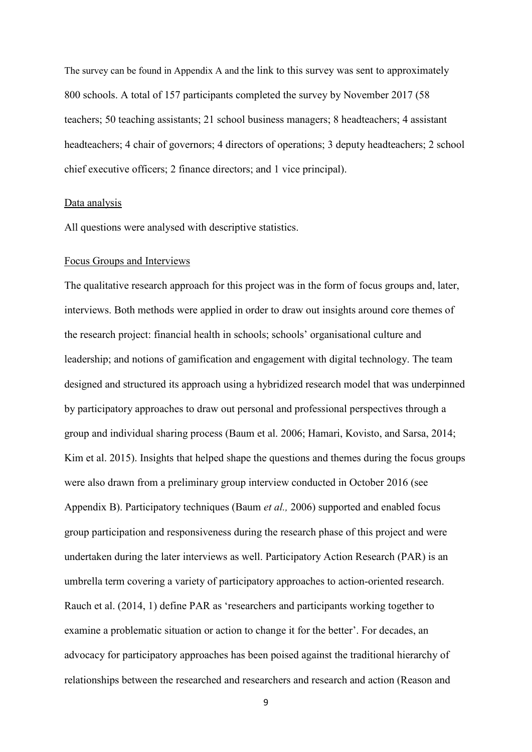The survey can be found in Appendix A and the link to this survey was sent to approximately 800 schools. A total of 157 participants completed the survey by November 2017 (58 teachers; 50 teaching assistants; 21 school business managers; 8 headteachers; 4 assistant headteachers; 4 chair of governors; 4 directors of operations; 3 deputy headteachers; 2 school chief executive officers; 2 finance directors; and 1 vice principal).

Data analysis

All questions were analysed with descriptive statistics.

Focus Groups and Interviews

The qualitative research approach for this project was in the form of focus groups and, later, interviews. Both methods were applied in order to draw out insights around core themes of the research project: financial health in schools; schools' organisational culture and leadership; and notions of gamification and engagement with digital technology. The team designed and structured its approach using a hybridized research model that was underpinned by participatory approaches to draw out personal and professional perspectives through a group and individual sharing process (Baum et al. 2006; Hamari, Kovisto, and Sarsa, 2014; Kim et al. 2015). Insights that helped shape the questions and themes during the focus groups were also drawn from a preliminary group interview conducted in October 2016 (see Appendix B). Participatory techniques (Baum *et al.,* 2006) supported and enabled focus group participation and responsiveness during the research phase of this project and were undertaken during the later interviews as well. Participatory Action Research (PAR) is an umbrella term covering a variety of participatory approaches to action-oriented research. Rauch et al. (2014, 1) define PAR as 'researchers and participants working together to examine a problematic situation or action to change it for the better'. For decades, an advocacy for participatory approaches has been poised against the traditional hierarchy of relationships between the researched and researchers and research and action (Reason and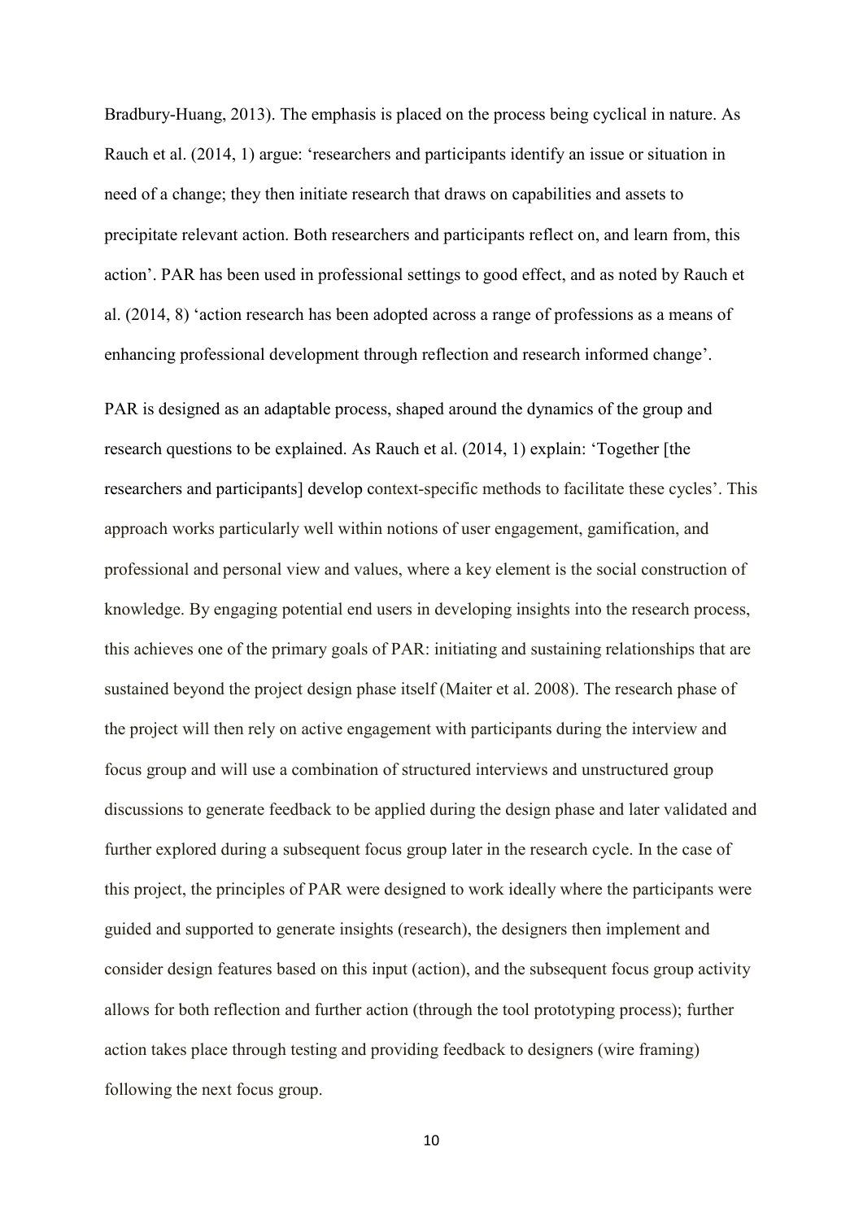Bradbury-Huang, 2013). The emphasis is placed on the process being cyclical in nature. As Rauch et al. (2014, 1) argue: 'researchers and participants identify an issue or situation in need of a change; they then initiate research that draws on capabilities and assets to precipitate relevant action. Both researchers and participants reflect on, and learn from, this action'. PAR has been used in professional settings to good effect, and as noted by Rauch et al. (2014, 8) 'action research has been adopted across a range of professions as a means of enhancing professional development through reflection and research informed change'.

PAR is designed as an adaptable process, shaped around the dynamics of the group and research questions to be explained. As Rauch et al. (2014, 1) explain: 'Together [the researchers and participants] develop context-specific methods to facilitate these cycles'. This approach works particularly well within notions of user engagement, gamification, and professional and personal view and values, where a key element is the social construction of knowledge. By engaging potential end users in developing insights into the research process, this achieves one of the primary goals of PAR: initiating and sustaining relationships that are sustained beyond the project design phase itself (Maiter et al. 2008). The research phase of the project will then rely on active engagement with participants during the interview and focus group and will use a combination of structured interviews and unstructured group discussions to generate feedback to be applied during the design phase and later validated and further explored during a subsequent focus group later in the research cycle. In the case of this project, the principles of PAR were designed to work ideally where the participants were guided and supported to generate insights (research), the designers then implement and consider design features based on this input (action), and the subsequent focus group activity allows for both reflection and further action (through the tool prototyping process); further action takes place through testing and providing feedback to designers (wire framing) following the next focus group.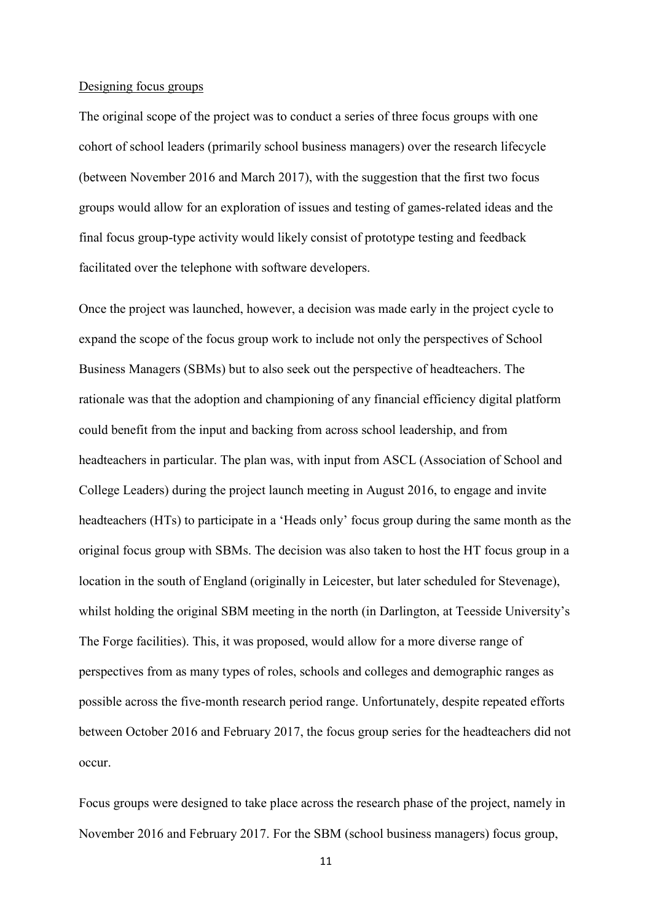Designing focus groups

The original scope of the project was to conduct a series of three focus groups with one cohort of school leaders (primarily school business managers) over the research lifecycle (between November 2016 and March 2017), with the suggestion that the first two focus groups would allow for an exploration of issues and testing of games-related ideas and the final focus group-type activity would likely consist of prototype testing and feedback facilitated over the telephone with software developers.

Once the project was launched, however, a decision was made early in the project cycle to expand the scope of the focus group work to include not only the perspectives of School Business Managers (SBMs) but to also seek out the perspective of headteachers. The rationale was that the adoption and championing of any financial efficiency digital platform could benefit from the input and backing from across school leadership, and from headteachers in particular. The plan was, with input from ASCL (Association of School and College Leaders) during the project launch meeting in August 2016, to engage and invite headteachers (HTs) to participate in a 'Heads only' focus group during the same month as the original focus group with SBMs. The decision was also taken to host the HT focus group in a location in the south of England (originally in Leicester, but later scheduled for Stevenage), whilst holding the original SBM meeting in the north (in Darlington, at Teesside University's The Forge facilities). This, it was proposed, would allow for a more diverse range of perspectives from as many types of roles, schools and colleges and demographic ranges as possible across the five-month research period range. Unfortunately, despite repeated efforts between October 2016 and February 2017, the focus group series for the headteachers did not occur.

Focus groups were designed to take place across the research phase of the project, namely in November 2016 and February 2017. For the SBM (school business managers) focus group,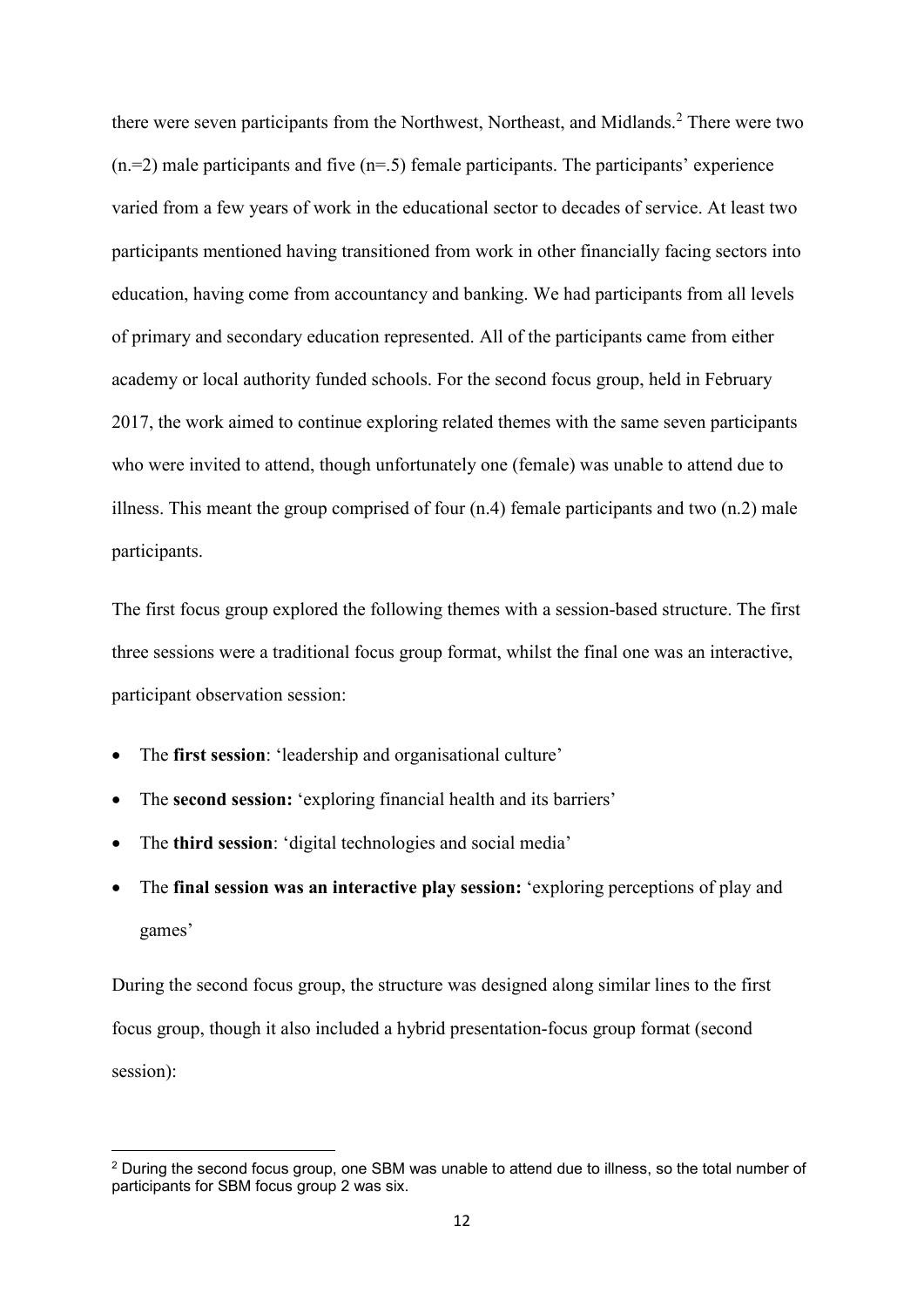there were seven participants from the Northwest, Northeast, and Midlands.[2] There were two (n.=2) male participants and five (n=.5) female participants. The participants' experience varied from a few years of work in the educational sector to decades of service. At least two participants mentioned having transitioned from work in other financially facing sectors into education, having come from accountancy and banking. We had participants from all levels of primary and secondary education represented. All of the participants came from either academy or local authority funded schools. For the second focus group, held in February 2017, the work aimed to continue exploring related themes with the same seven participants who were invited to attend, though unfortunately one (female) was unable to attend due to illness. This meant the group comprised of four (n.4) female participants and two (n.2) male participants.

The first focus group explored the following themes with a session-based structure. The first three sessions were a traditional focus group format, whilst the final one was an interactive, participant observation session:

- The **first session**: 'leadership and organisational culture'
- The **second session:** 'exploring financial health and its barriers'
- The **third session**: 'digital technologies and social media'
- The **final session was an interactive play session:** 'exploring perceptions of play and games'

During the second focus group, the structure was designed along similar lines to the first focus group, though it also included a hybrid presentation-focus group format (second session):

[2] During the second focus group, one SBM was unable to attend due to illness, so the total number of participants for SBM focus group 2 was six.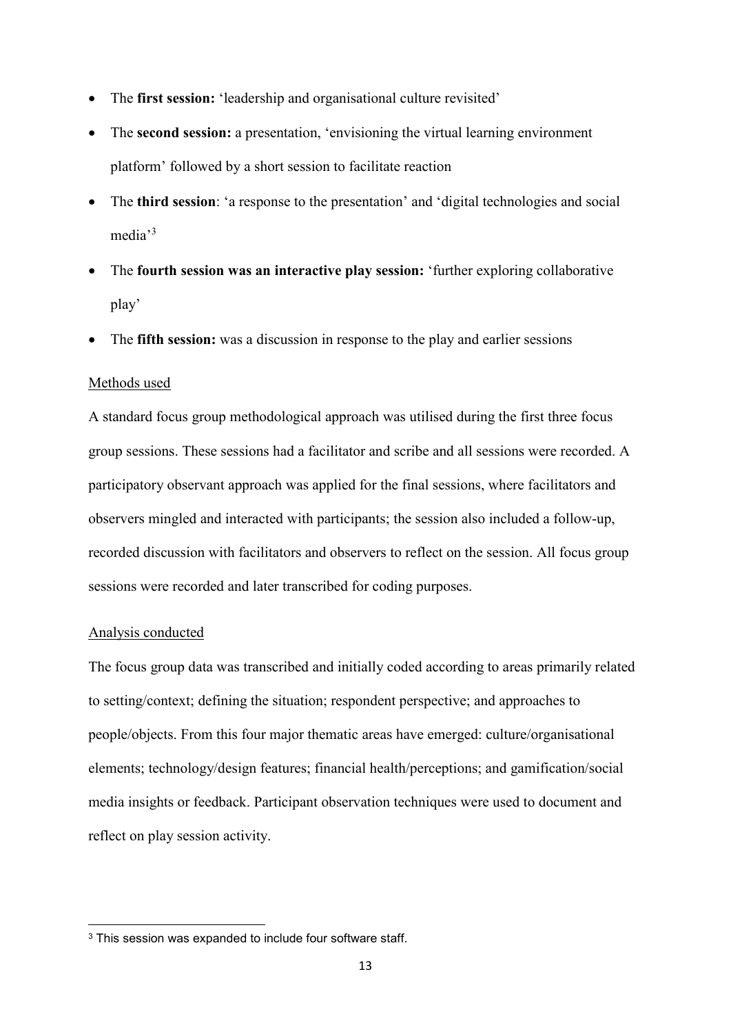- The **first session:** 'leadership and organisational culture revisited'
- The **second session:** a presentation, 'envisioning the virtual learning environment platform' followed by a short session to facilitate reaction
- The **third session**: 'a response to the presentation' and 'digital technologies and social media'[3]
- The **fourth session was an interactive play session:** 'further exploring collaborative play'
- The **fifth session:** was a discussion in response to the play and earlier sessions

Methods used

A standard focus group methodological approach was utilised during the first three focus group sessions. These sessions had a facilitator and scribe and all sessions were recorded. A participatory observant approach was applied for the final sessions, where facilitators and observers mingled and interacted with participants; the session also included a follow-up, recorded discussion with facilitators and observers to reflect on the session. All focus group sessions were recorded and later transcribed for coding purposes.

Analysis conducted

The focus group data was transcribed and initially coded according to areas primarily related to setting/context; defining the situation; respondent perspective; and approaches to people/objects. From this four major thematic areas have emerged: culture/organisational elements; technology/design features; financial health/perceptions; and gamification/social media insights or feedback. Participant observation techniques were used to document and reflect on play session activity.

[3] This session was expanded to include four software staff.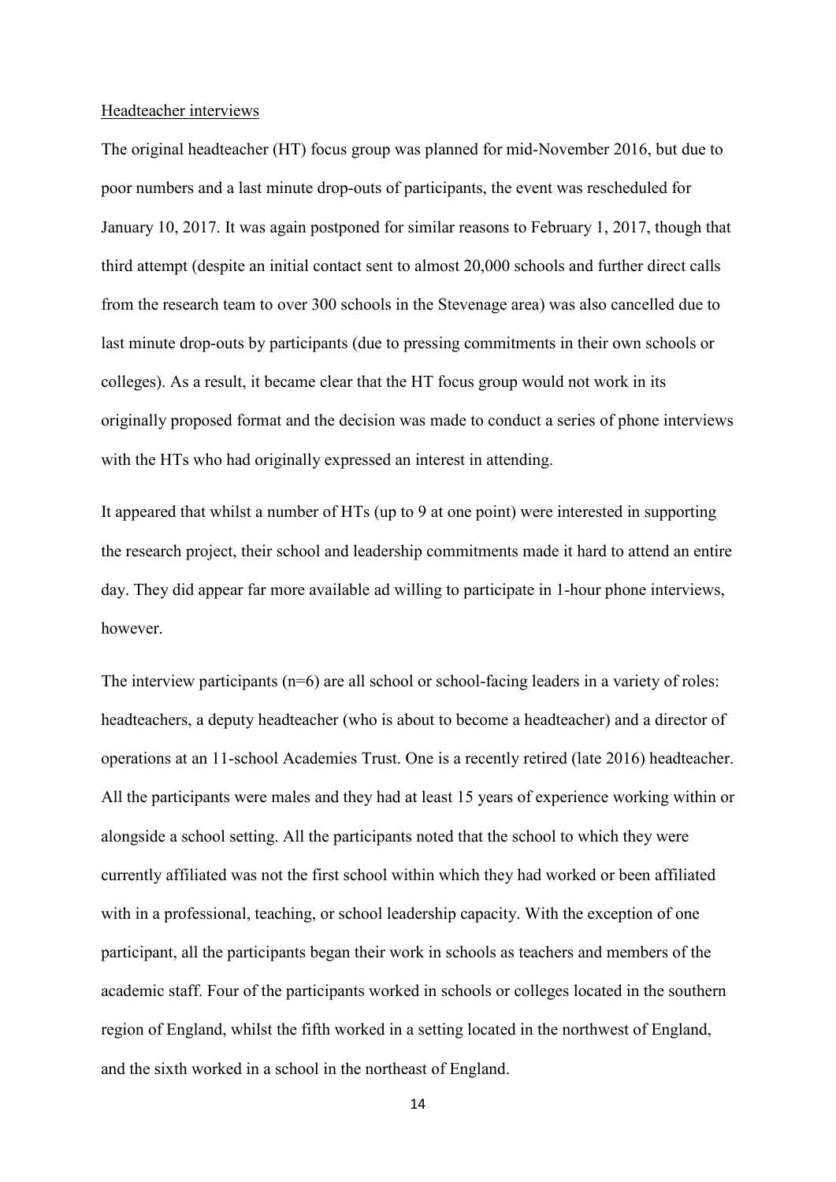Headteacher interviews

The original headteacher (HT) focus group was planned for mid-November 2016, but due to poor numbers and a last minute drop-outs of participants, the event was rescheduled for January 10, 2017. It was again postponed for similar reasons to February 1, 2017, though that third attempt (despite an initial contact sent to almost 20,000 schools and further direct calls from the research team to over 300 schools in the Stevenage area) was also cancelled due to last minute drop-outs by participants (due to pressing commitments in their own schools or colleges). As a result, it became clear that the HT focus group would not work in its originally proposed format and the decision was made to conduct a series of phone interviews with the HTs who had originally expressed an interest in attending.

It appeared that whilst a number of HTs (up to 9 at one point) were interested in supporting the research project, their school and leadership commitments made it hard to attend an entire day. They did appear far more available ad willing to participate in 1-hour phone interviews, however.

The interview participants (n=6) are all school or school-facing leaders in a variety of roles: headteachers, a deputy headteacher (who is about to become a headteacher) and a director of operations at an 11-school Academies Trust. One is a recently retired (late 2016) headteacher. All the participants were males and they had at least 15 years of experience working within or alongside a school setting. All the participants noted that the school to which they were currently affiliated was not the first school within which they had worked or been affiliated with in a professional, teaching, or school leadership capacity. With the exception of one participant, all the participants began their work in schools as teachers and members of the academic staff. Four of the participants worked in schools or colleges located in the southern region of England, whilst the fifth worked in a setting located in the northwest of England, and the sixth worked in a school in the northeast of England.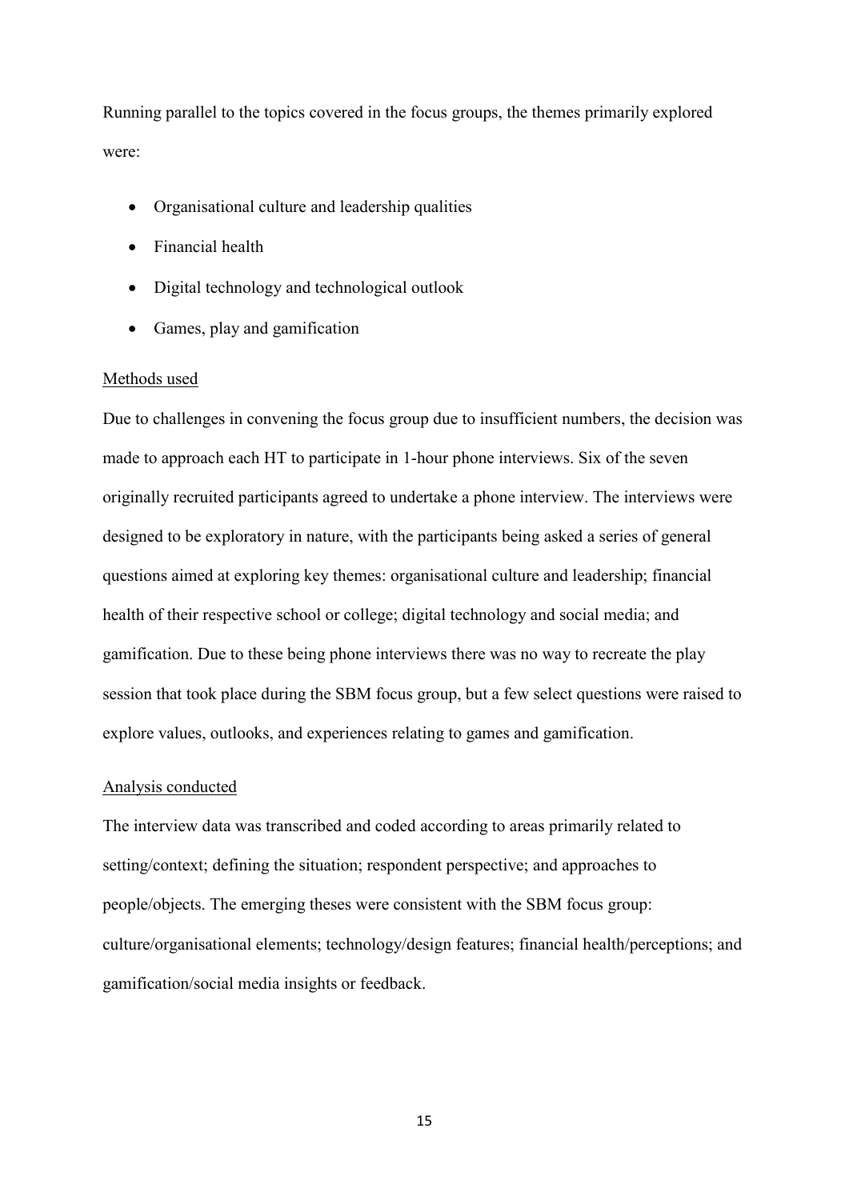Running parallel to the topics covered in the focus groups, the themes primarily explored were:

- Organisational culture and leadership qualities
- Financial health
- Digital technology and technological outlook
- Games, play and gamification

<u>Methods used</u>

Due to challenges in convening the focus group due to insufficient numbers, the decision was made to approach each HT to participate in 1-hour phone interviews. Six of the seven originally recruited participants agreed to undertake a phone interview. The interviews were designed to be exploratory in nature, with the participants being asked a series of general questions aimed at exploring key themes: organisational culture and leadership; financial health of their respective school or college; digital technology and social media; and gamification. Due to these being phone interviews there was no way to recreate the play session that took place during the SBM focus group, but a few select questions were raised to explore values, outlooks, and experiences relating to games and gamification.

<u>Analysis conducted</u>

The interview data was transcribed and coded according to areas primarily related to setting/context; defining the situation; respondent perspective; and approaches to people/objects. The emerging theses were consistent with the SBM focus group: culture/organisational elements; technology/design features; financial health/perceptions; and gamification/social media insights or feedback.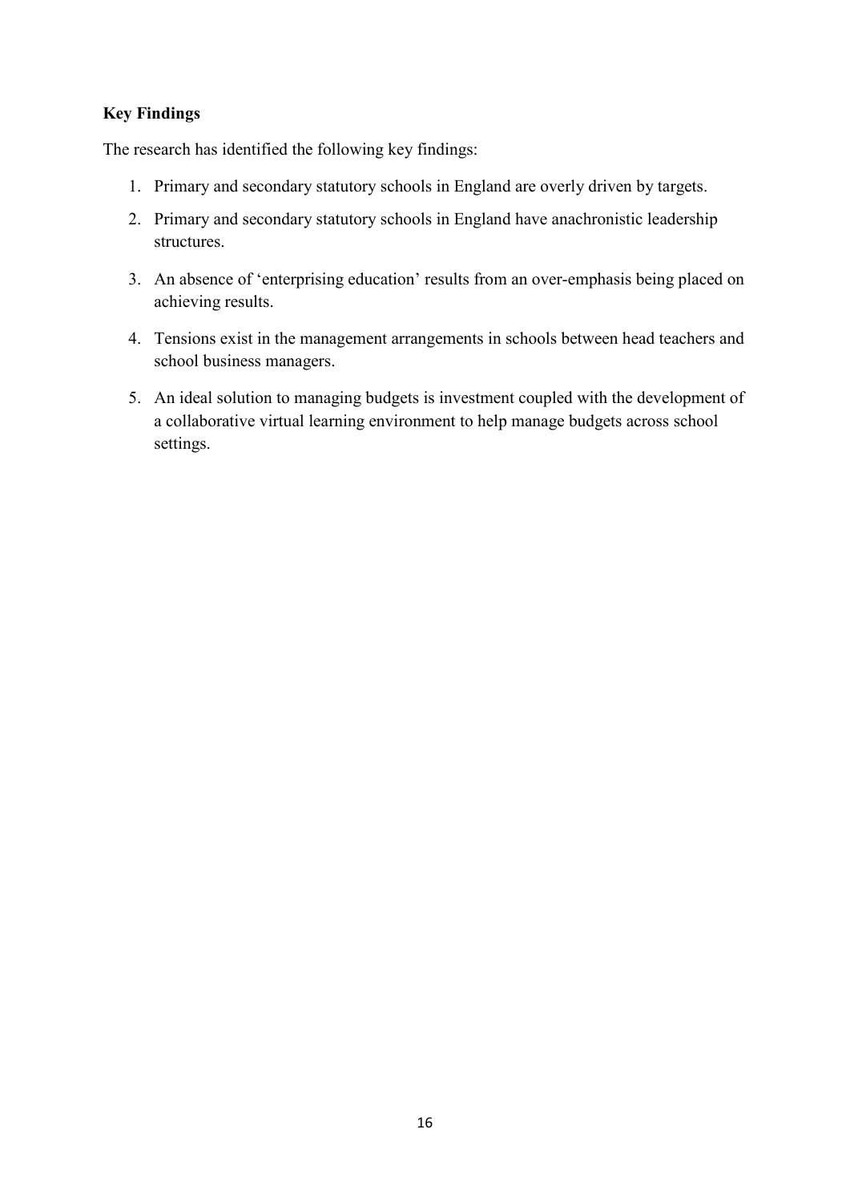**Key Findings**

The research has identified the following key findings:

1. Primary and secondary statutory schools in England are overly driven by targets.
2. Primary and secondary statutory schools in England have anachronistic leadership structures.
3. An absence of 'enterprising education' results from an over-emphasis being placed on achieving results.
4. Tensions exist in the management arrangements in schools between head teachers and school business managers.
5. An ideal solution to managing budgets is investment coupled with the development of a collaborative virtual learning environment to help manage budgets across school settings.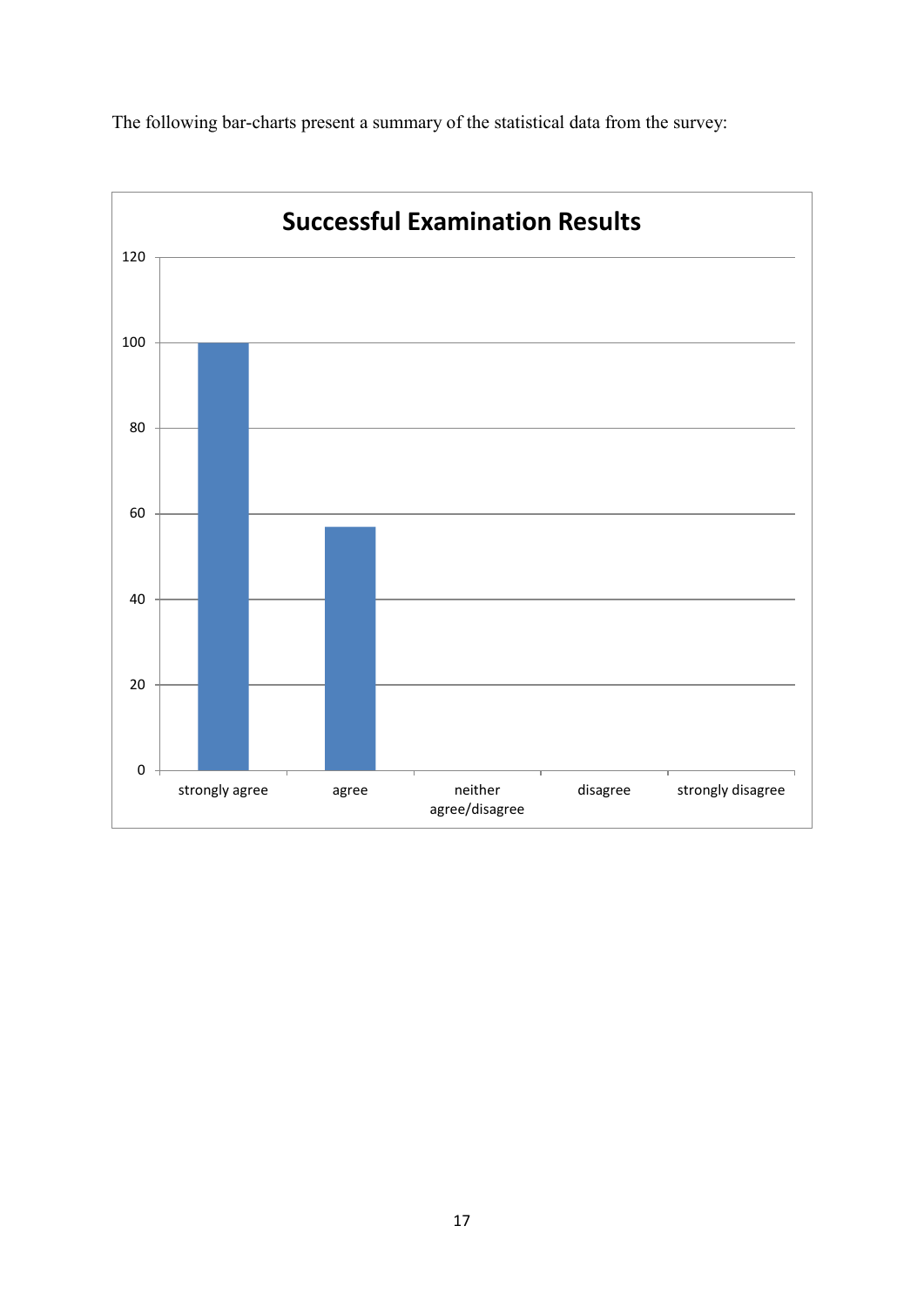The following bar-charts present a summary of the statistical data from the survey:

**Successful Examination Results**

| Response | Value |
|---|---|
| strongly agree | 100 |
| agree | 57 |
| neither agree/disagree | 0 |
| disagree | 0 |
| strongly disagree | 0 |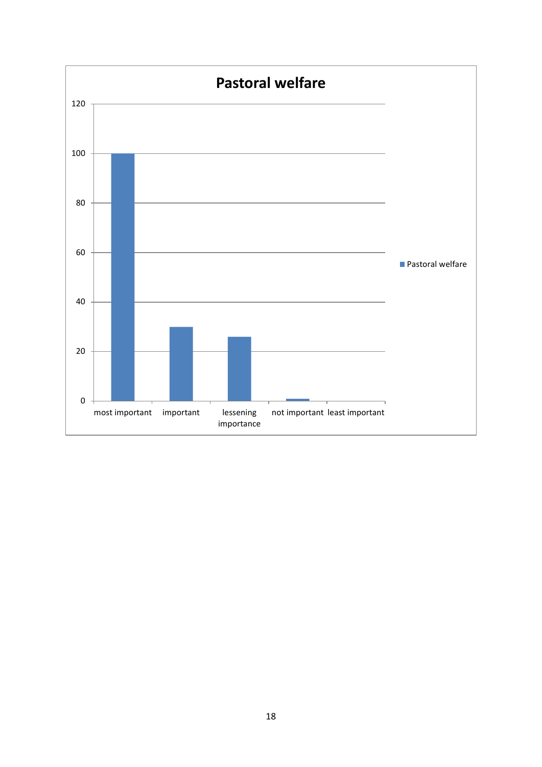**Pastoral welfare**

120

100

80

60

40

20

0

most important | important | lessening importance | not important | least important

■ Pastoral welfare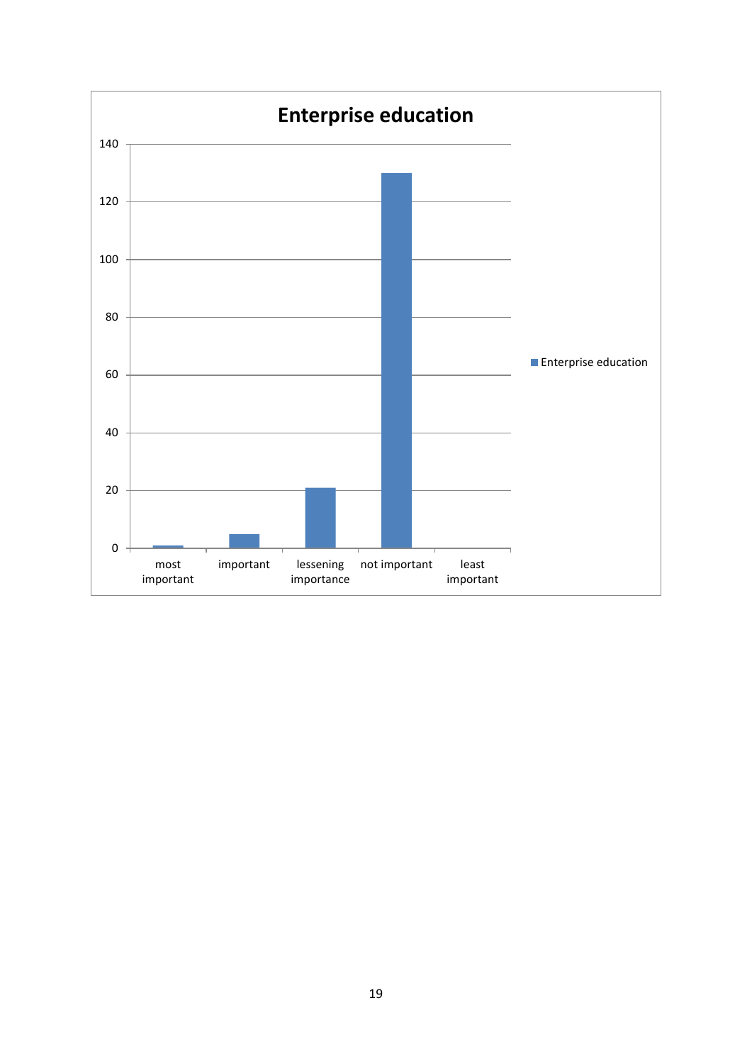## Enterprise education

140
120
100
80
60
40
20
0

most important | important | lessening importance | not important | least important

Enterprise education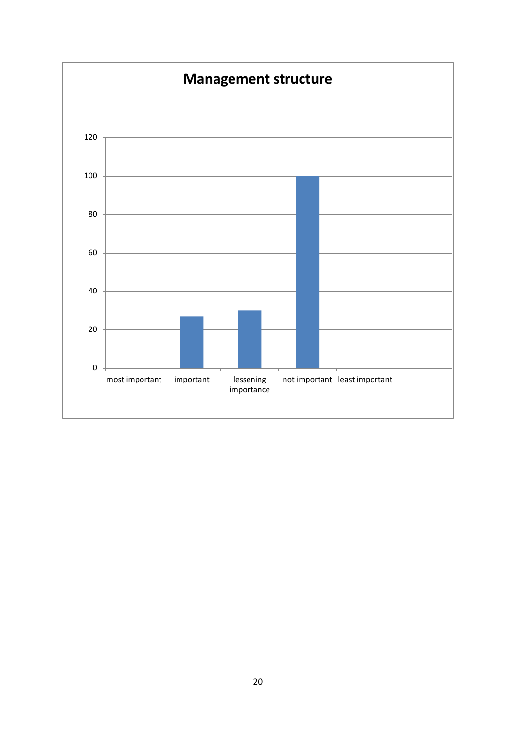**Management structure**

120

100

80

60

40

20

0

most important | important | lessening importance | not important | least important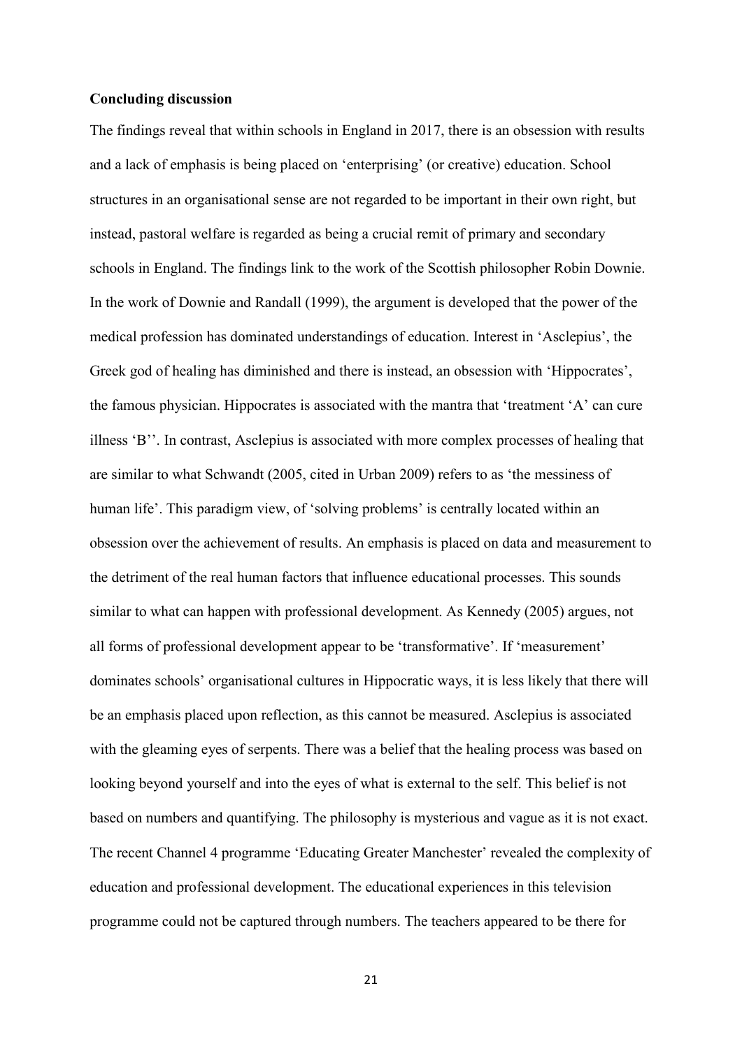**Concluding discussion**

The findings reveal that within schools in England in 2017, there is an obsession with results and a lack of emphasis is being placed on 'enterprising' (or creative) education. School structures in an organisational sense are not regarded to be important in their own right, but instead, pastoral welfare is regarded as being a crucial remit of primary and secondary schools in England. The findings link to the work of the Scottish philosopher Robin Downie. In the work of Downie and Randall (1999), the argument is developed that the power of the medical profession has dominated understandings of education. Interest in 'Asclepius', the Greek god of healing has diminished and there is instead, an obsession with 'Hippocrates', the famous physician. Hippocrates is associated with the mantra that 'treatment 'A' can cure illness 'B''. In contrast, Asclepius is associated with more complex processes of healing that are similar to what Schwandt (2005, cited in Urban 2009) refers to as 'the messiness of human life'. This paradigm view, of 'solving problems' is centrally located within an obsession over the achievement of results. An emphasis is placed on data and measurement to the detriment of the real human factors that influence educational processes. This sounds similar to what can happen with professional development. As Kennedy (2005) argues, not all forms of professional development appear to be 'transformative'. If 'measurement' dominates schools' organisational cultures in Hippocratic ways, it is less likely that there will be an emphasis placed upon reflection, as this cannot be measured. Asclepius is associated with the gleaming eyes of serpents. There was a belief that the healing process was based on looking beyond yourself and into the eyes of what is external to the self. This belief is not based on numbers and quantifying. The philosophy is mysterious and vague as it is not exact. The recent Channel 4 programme 'Educating Greater Manchester' revealed the complexity of education and professional development. The educational experiences in this television programme could not be captured through numbers. The teachers appeared to be there for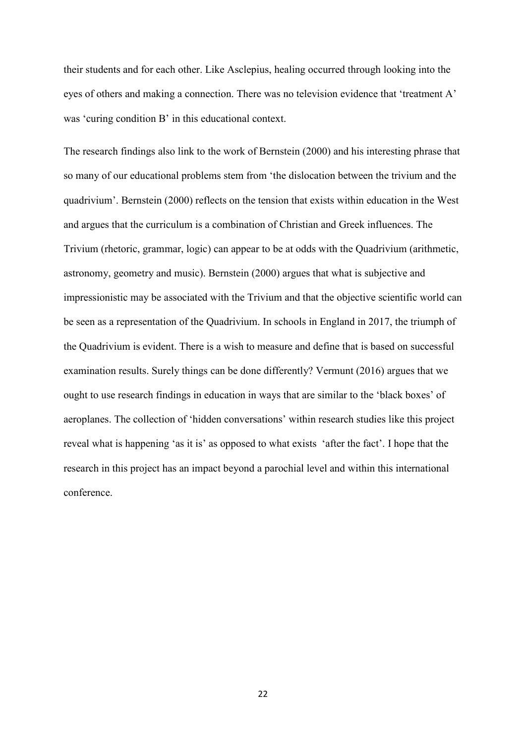their students and for each other. Like Asclepius, healing occurred through looking into the eyes of others and making a connection. There was no television evidence that 'treatment A' was 'curing condition B' in this educational context.

The research findings also link to the work of Bernstein (2000) and his interesting phrase that so many of our educational problems stem from 'the dislocation between the trivium and the quadrivium'. Bernstein (2000) reflects on the tension that exists within education in the West and argues that the curriculum is a combination of Christian and Greek influences. The Trivium (rhetoric, grammar, logic) can appear to be at odds with the Quadrivium (arithmetic, astronomy, geometry and music). Bernstein (2000) argues that what is subjective and impressionistic may be associated with the Trivium and that the objective scientific world can be seen as a representation of the Quadrivium. In schools in England in 2017, the triumph of the Quadrivium is evident. There is a wish to measure and define that is based on successful examination results. Surely things can be done differently? Vermunt (2016) argues that we ought to use research findings in education in ways that are similar to the 'black boxes' of aeroplanes. The collection of 'hidden conversations' within research studies like this project reveal what is happening 'as it is' as opposed to what exists 'after the fact'. I hope that the research in this project has an impact beyond a parochial level and within this international conference.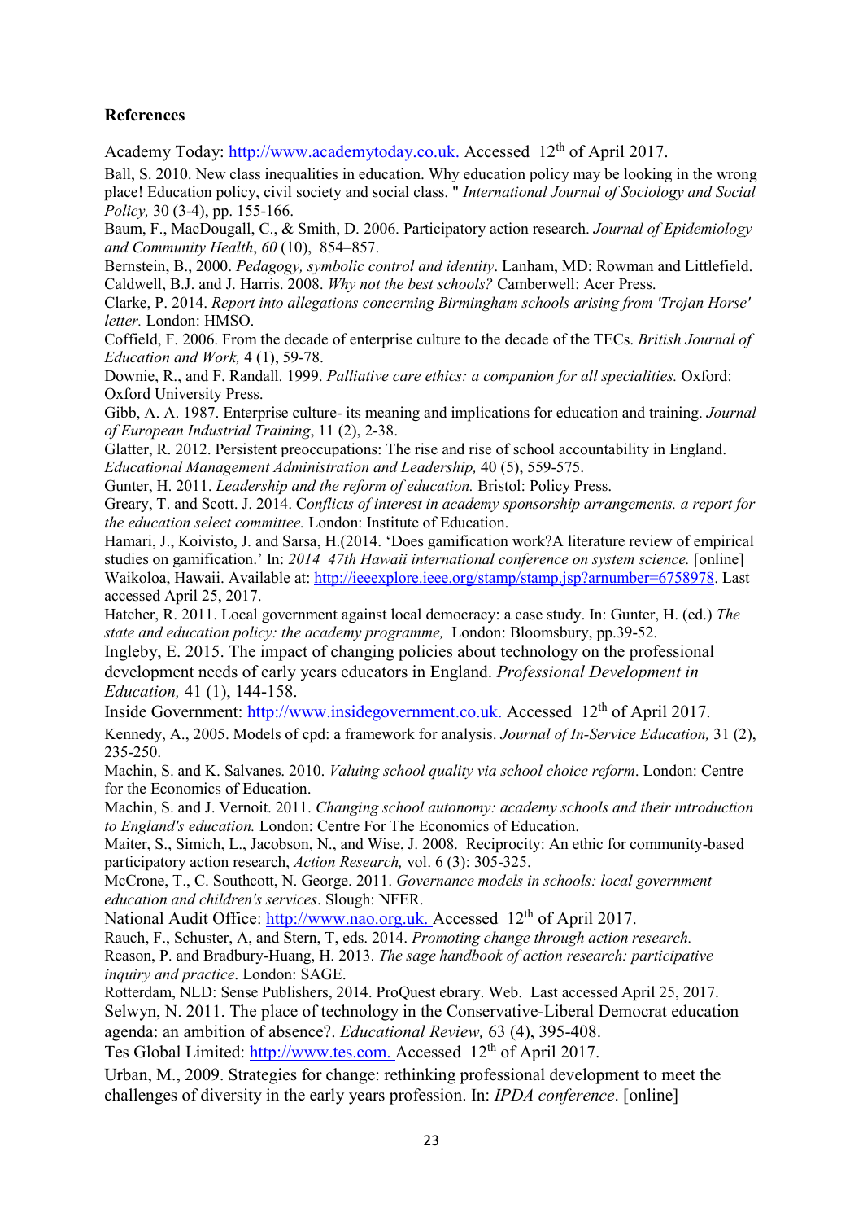**References**

Academy Today: http://www.academytoday.co.uk. Accessed 12th of April 2017.

Ball, S. 2010. New class inequalities in education. Why education policy may be looking in the wrong place! Education policy, civil society and social class. " *International Journal of Sociology and Social Policy,* 30 (3-4), pp. 155-166.

Baum, F., MacDougall, C., & Smith, D. 2006. Participatory action research. *Journal of Epidemiology and Community Health*, *60* (10), 854–857.

Bernstein, B., 2000. *Pedagogy, symbolic control and identity*. Lanham, MD: Rowman and Littlefield.

Caldwell, B.J. and J. Harris. 2008. *Why not the best schools?* Camberwell: Acer Press.

Clarke, P. 2014. *Report into allegations concerning Birmingham schools arising from 'Trojan Horse' letter.* London: HMSO.

Coffield, F. 2006. From the decade of enterprise culture to the decade of the TECs. *British Journal of Education and Work,* 4 (1), 59-78.

Downie, R., and F. Randall. 1999. *Palliative care ethics: a companion for all specialities.* Oxford: Oxford University Press.

Gibb, A. A. 1987. Enterprise culture- its meaning and implications for education and training. *Journal of European Industrial Training*, 11 (2), 2-38.

Glatter, R. 2012. Persistent preoccupations: The rise and rise of school accountability in England. *Educational Management Administration and Leadership,* 40 (5), 559-575.

Gunter, H. 2011. *Leadership and the reform of education.* Bristol: Policy Press.

Greary, T. and Scott. J. 2014. C*onflicts of interest in academy sponsorship arrangements. a report for the education select committee.* London: Institute of Education.

Hamari, J., Koivisto, J. and Sarsa, H.(2014. 'Does gamification work?A literature review of empirical studies on gamification.' In: *2014 47th Hawaii international conference on system science.* [online] Waikoloa, Hawaii. Available at: http://ieeexplore.ieee.org/stamp/stamp.jsp?arnumber=6758978. Last accessed April 25, 2017.

Hatcher, R. 2011. Local government against local democracy: a case study. In: Gunter, H. (ed.) *The state and education policy: the academy programme,* London: Bloomsbury, pp.39-52.

Ingleby, E. 2015. The impact of changing policies about technology on the professional development needs of early years educators in England. *Professional Development in Education,* 41 (1), 144-158.

Inside Government: http://www.insidegovernment.co.uk. Accessed 12th of April 2017.

Kennedy, A., 2005. Models of cpd: a framework for analysis. *Journal of In-Service Education,* 31 (2), 235-250.

Machin, S. and K. Salvanes. 2010. *Valuing school quality via school choice reform*. London: Centre for the Economics of Education.

Machin, S. and J. Vernoit. 2011. *Changing school autonomy: academy schools and their introduction to England's education.* London: Centre For The Economics of Education.

Maiter, S., Simich, L., Jacobson, N., and Wise, J. 2008. Reciprocity: An ethic for community-based participatory action research, *Action Research,* vol. 6 (3): 305-325.

McCrone, T., C. Southcott, N. George. 2011. *Governance models in schools: local government education and children's services*. Slough: NFER.

National Audit Office: http://www.nao.org.uk. Accessed 12th of April 2017.

Rauch, F., Schuster, A, and Stern, T, eds. 2014. *Promoting change through action research.*

Reason, P. and Bradbury-Huang, H. 2013. *The sage handbook of action research: participative inquiry and practice*. London: SAGE.

Rotterdam, NLD: Sense Publishers, 2014. ProQuest ebrary. Web. Last accessed April 25, 2017.

Selwyn, N. 2011. The place of technology in the Conservative-Liberal Democrat education agenda: an ambition of absence?. *Educational Review,* 63 (4), 395-408.

Tes Global Limited: http://www.tes.com. Accessed 12th of April 2017.

Urban, M., 2009. Strategies for change: rethinking professional development to meet the challenges of diversity in the early years profession. In: *IPDA conference*. [online]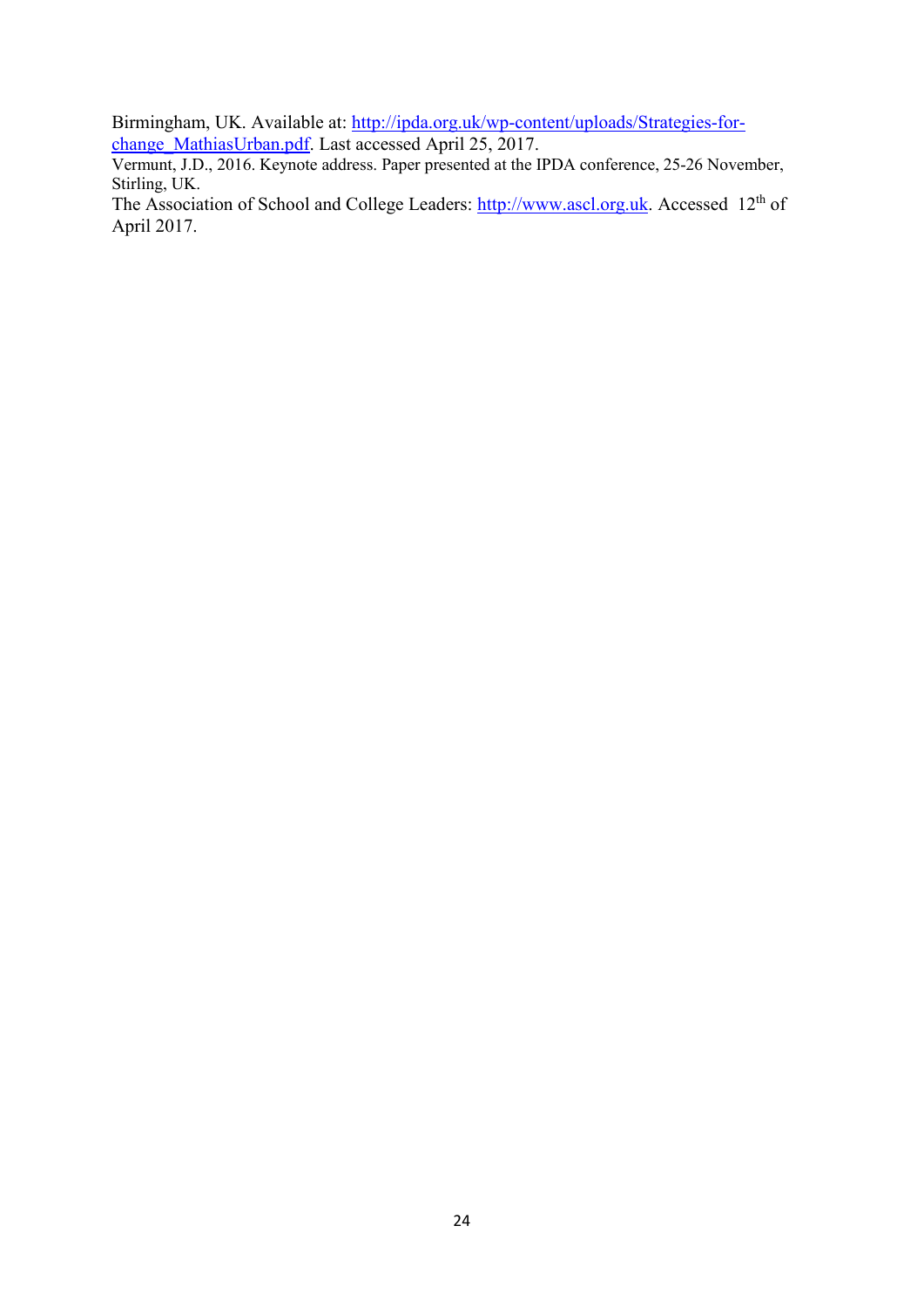Birmingham, UK. Available at: http://ipda.org.uk/wp-content/uploads/Strategies-for-change_MathiasUrban.pdf. Last accessed April 25, 2017.

Vermunt, J.D., 2016. Keynote address. Paper presented at the IPDA conference, 25-26 November, Stirling, UK.

The Association of School and College Leaders: http://www.ascl.org.uk. Accessed 12th of April 2017.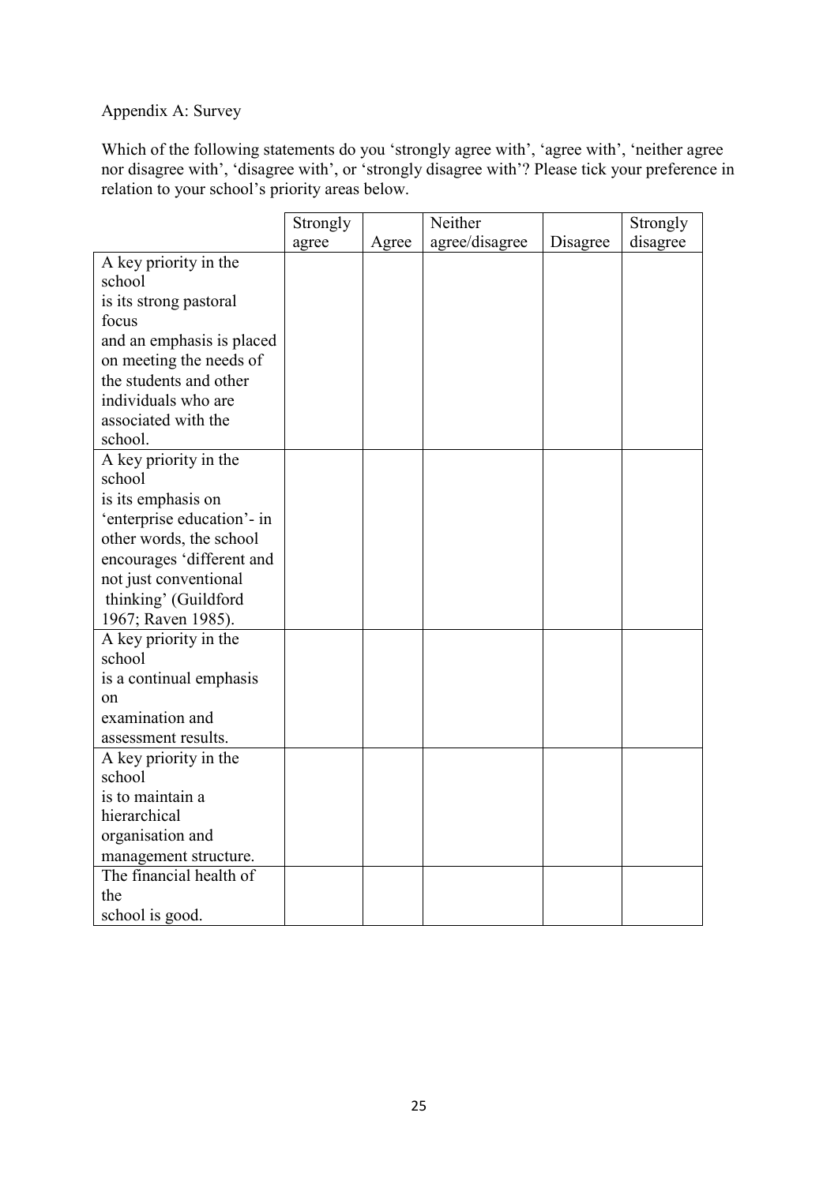Appendix A: Survey

Which of the following statements do you 'strongly agree with', 'agree with', 'neither agree nor disagree with', 'disagree with', or 'strongly disagree with'? Please tick your preference in relation to your school's priority areas below.

| | Strongly agree | Agree | Neither agree/disagree | Disagree | Strongly disagree |
|---|---|---|---|---|---|
| A key priority in the school is its strong pastoral focus and an emphasis is placed on meeting the needs of the students and other individuals who are associated with the school. | | | | | |
| A key priority in the school is its emphasis on 'enterprise education'- in other words, the school encourages 'different and not just conventional thinking' (Guildford 1967; Raven 1985). | | | | | |
| A key priority in the school is a continual emphasis on examination and assessment results. | | | | | |
| A key priority in the school is to maintain a hierarchical organisation and management structure. | | | | | |
| The financial health of the school is good. | | | | | |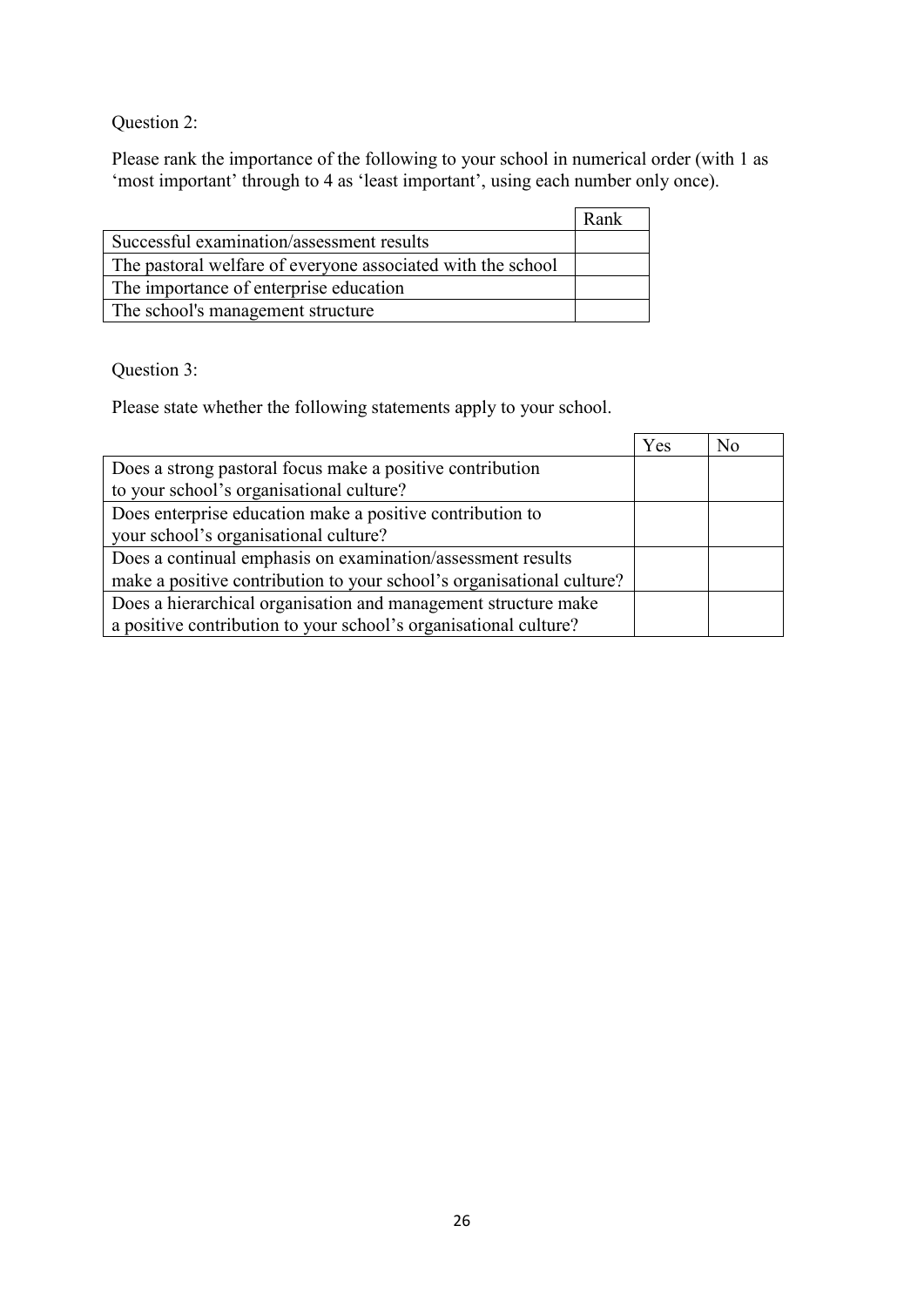Question 2:

Please rank the importance of the following to your school in numerical order (with 1 as 'most important' through to 4 as 'least important', using each number only once).

| | Rank |
|---|---|
| Successful examination/assessment results | |
| The pastoral welfare of everyone associated with the school | |
| The importance of enterprise education | |
| The school's management structure | |

Question 3:

Please state whether the following statements apply to your school.

| | Yes | No |
|---|---|---|
| Does a strong pastoral focus make a positive contribution to your school's organisational culture? | | |
| Does enterprise education make a positive contribution to your school's organisational culture? | | |
| Does a continual emphasis on examination/assessment results make a positive contribution to your school's organisational culture? | | |
| Does a hierarchical organisation and management structure make a positive contribution to your school's organisational culture? | | |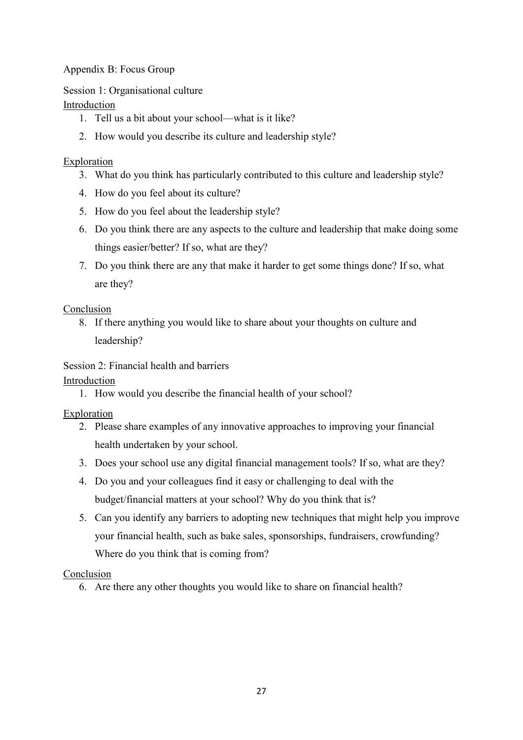## Appendix B: Focus Group

### Session 1: Organisational culture

Introduction

1. Tell us a bit about your school—what is it like?
2. How would you describe its culture and leadership style?

Exploration

3. What do you think has particularly contributed to this culture and leadership style?
4. How do you feel about its culture?
5. How do you feel about the leadership style?
6. Do you think there are any aspects to the culture and leadership that make doing some things easier/better? If so, what are they?
7. Do you think there are any that make it harder to get some things done? If so, what are they?

Conclusion

8. If there anything you would like to share about your thoughts on culture and leadership?

### Session 2: Financial health and barriers

Introduction

1. How would you describe the financial health of your school?

Exploration

2. Please share examples of any innovative approaches to improving your financial health undertaken by your school.
3. Does your school use any digital financial management tools? If so, what are they?
4. Do you and your colleagues find it easy or challenging to deal with the budget/financial matters at your school? Why do you think that is?
5. Can you identify any barriers to adopting new techniques that might help you improve your financial health, such as bake sales, sponsorships, fundraisers, crowfunding? Where do you think that is coming from?

Conclusion

6. Are there any other thoughts you would like to share on financial health?